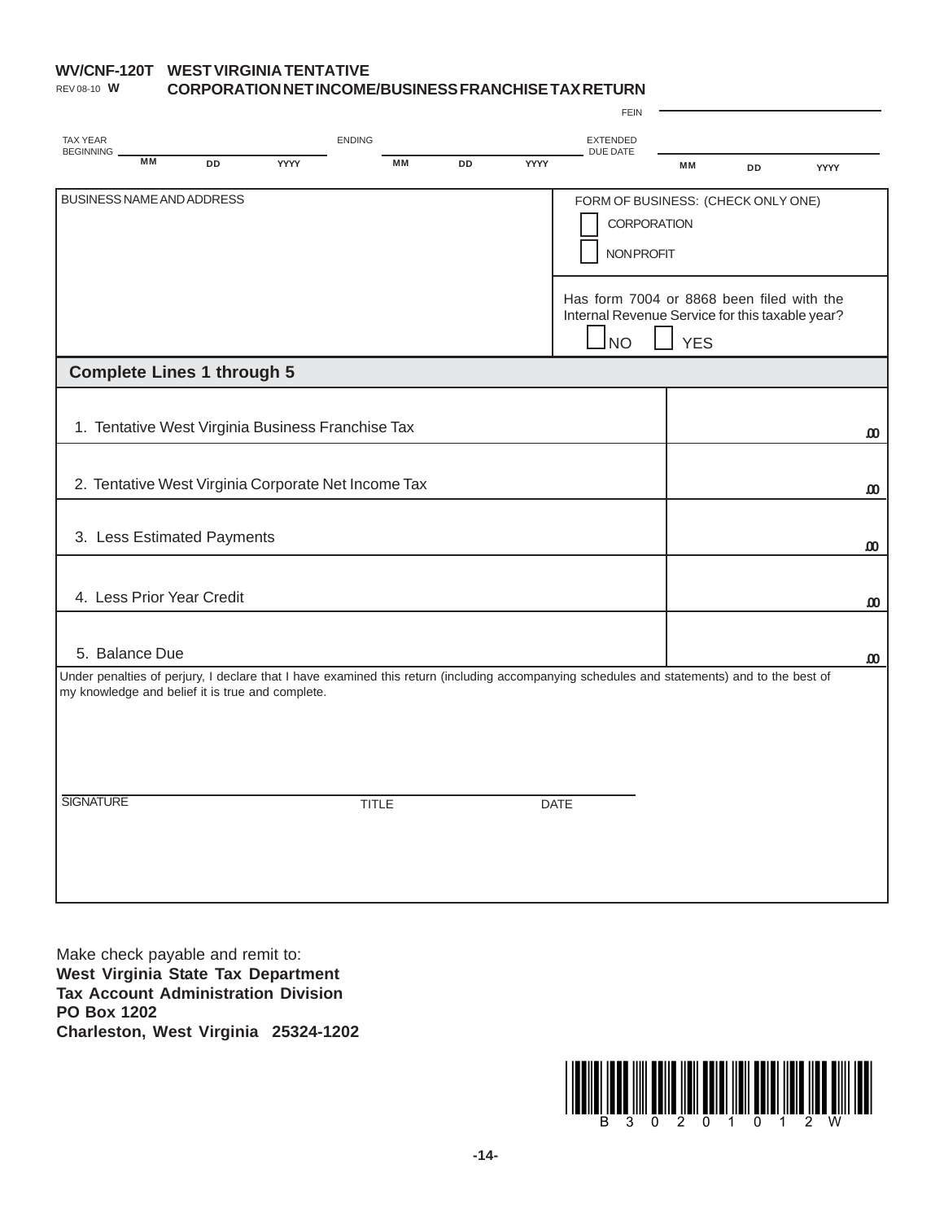**WV/CNF-120T** **WEST VIRGINIA TENTATIVE**
REV 08-10 **W** **CORPORATION NET INCOME/BUSINESS FRANCHISE TAX RETURN**

FEIN ____________________

TAX YEAR BEGINNING ____ MM ____ DD ____ YYYY     ENDING ____ MM ____ DD ____ YYYY     EXTENDED DUE DATE ____ MM ____ DD ____ YYYY

| BUSINESS NAME AND ADDRESS | FORM OF BUSINESS: (CHECK ONLY ONE)<br>☐ CORPORATION<br>☐ NONPROFIT |
|---|---|
| | Has form 7004 or 8868 been filed with the Internal Revenue Service for this taxable year?<br>☐ NO ☐ YES |

**Complete Lines 1 through 5**

| | |
|---|---|
| 1. Tentative West Virginia Business Franchise Tax | .00 |
| 2. Tentative West Virginia Corporate Net Income Tax | .00 |
| 3. Less Estimated Payments | .00 |
| 4. Less Prior Year Credit | .00 |
| 5. Balance Due | .00 |

Under penalties of perjury, I declare that I have examined this return (including accompanying schedules and statements) and to the best of my knowledge and belief it is true and complete.

SIGNATURE ____________________ TITLE ____________________ DATE ____________________

Make check payable and remit to:
**West Virginia State Tax Department**
**Tax Account Administration Division**
**PO Box 1202**
**Charleston, West Virginia 25324-1202**

B 3 0 2 0 1 0 1 2 W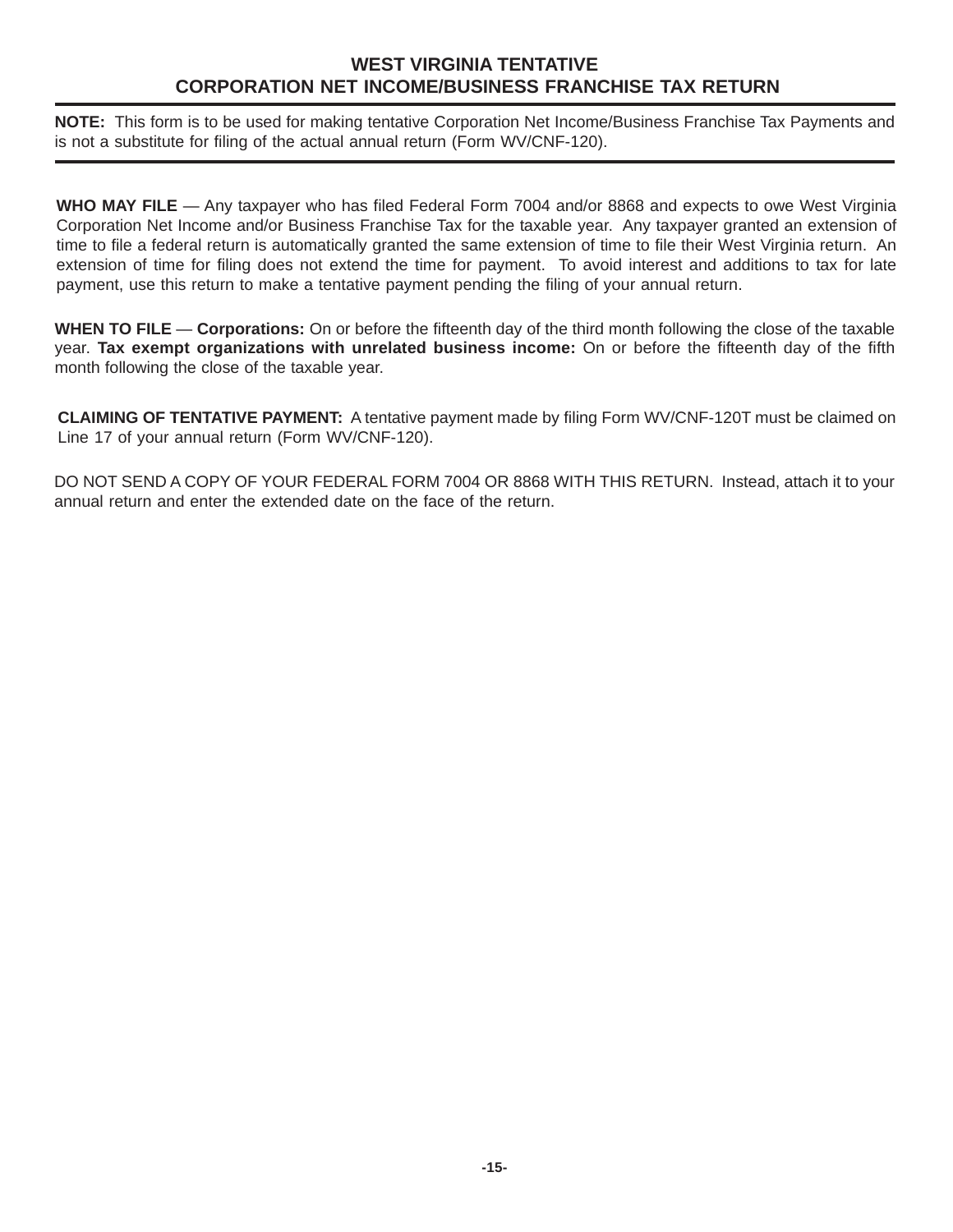# WEST VIRGINIA TENTATIVE CORPORATION NET INCOME/BUSINESS FRANCHISE TAX RETURN

**NOTE:** This form is to be used for making tentative Corporation Net Income/Business Franchise Tax Payments and is not a substitute for filing of the actual annual return (Form WV/CNF-120).

**WHO MAY FILE** — Any taxpayer who has filed Federal Form 7004 and/or 8868 and expects to owe West Virginia Corporation Net Income and/or Business Franchise Tax for the taxable year. Any taxpayer granted an extension of time to file a federal return is automatically granted the same extension of time to file their West Virginia return. An extension of time for filing does not extend the time for payment. To avoid interest and additions to tax for late payment, use this return to make a tentative payment pending the filing of your annual return.

**WHEN TO FILE** — **Corporations:** On or before the fifteenth day of the third month following the close of the taxable year. **Tax exempt organizations with unrelated business income:** On or before the fifteenth day of the fifth month following the close of the taxable year.

**CLAIMING OF TENTATIVE PAYMENT:** A tentative payment made by filing Form WV/CNF-120T must be claimed on Line 17 of your annual return (Form WV/CNF-120).

DO NOT SEND A COPY OF YOUR FEDERAL FORM 7004 OR 8868 WITH THIS RETURN. Instead, attach it to your annual return and enter the extended date on the face of the return.